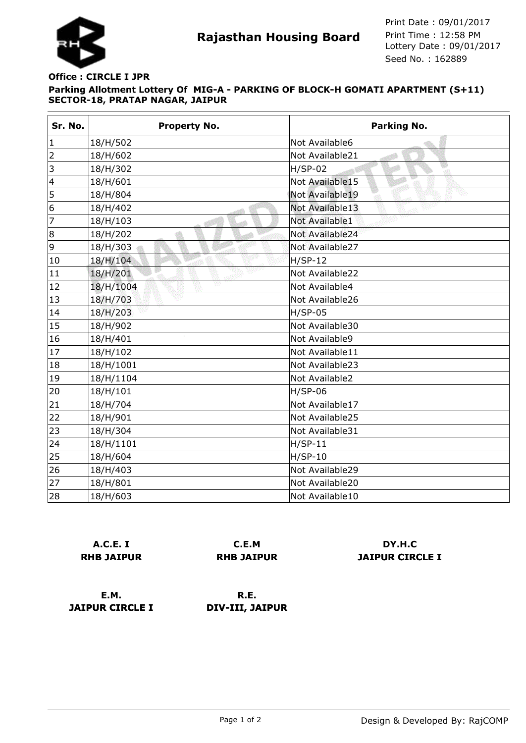# Rajasthan Housing Board

Print Date : 09/01/2017
Print Time : 12:58 PM
Lottery Date : 09/01/2017
Seed No. : 162889

**Office : CIRCLE I JPR**

**Parking Allotment Lottery Of MIG-A - PARKING OF BLOCK-H GOMATI APARTMENT (S+11) SECTOR-18, PRATAP NAGAR, JAIPUR**

| Sr. No. | Property No. | Parking No. |
|---|---|---|
| 1 | 18/H/502 | Not Available6 |
| 2 | 18/H/602 | Not Available21 |
| 3 | 18/H/302 | H/SP-02 |
| 4 | 18/H/601 | Not Available15 |
| 5 | 18/H/804 | Not Available19 |
| 6 | 18/H/402 | Not Available13 |
| 7 | 18/H/103 | Not Available1 |
| 8 | 18/H/202 | Not Available24 |
| 9 | 18/H/303 | Not Available27 |
| 10 | 18/H/104 | H/SP-12 |
| 11 | 18/H/201 | Not Available22 |
| 12 | 18/H/1004 | Not Available4 |
| 13 | 18/H/703 | Not Available26 |
| 14 | 18/H/203 | H/SP-05 |
| 15 | 18/H/902 | Not Available30 |
| 16 | 18/H/401 | Not Available9 |
| 17 | 18/H/102 | Not Available11 |
| 18 | 18/H/1001 | Not Available23 |
| 19 | 18/H/1104 | Not Available2 |
| 20 | 18/H/101 | H/SP-06 |
| 21 | 18/H/704 | Not Available17 |
| 22 | 18/H/901 | Not Available25 |
| 23 | 18/H/304 | Not Available31 |
| 24 | 18/H/1101 | H/SP-11 |
| 25 | 18/H/604 | H/SP-10 |
| 26 | 18/H/403 | Not Available29 |
| 27 | 18/H/801 | Not Available20 |
| 28 | 18/H/603 | Not Available10 |

**A.C.E. I**
**RHB JAIPUR**

**C.E.M**
**RHB JAIPUR**

**DY.H.C**
**JAIPUR CIRCLE I**

**E.M.**
**JAIPUR CIRCLE I**

**R.E.**
**DIV-III, JAIPUR**

Design & Developed By: RajCOMP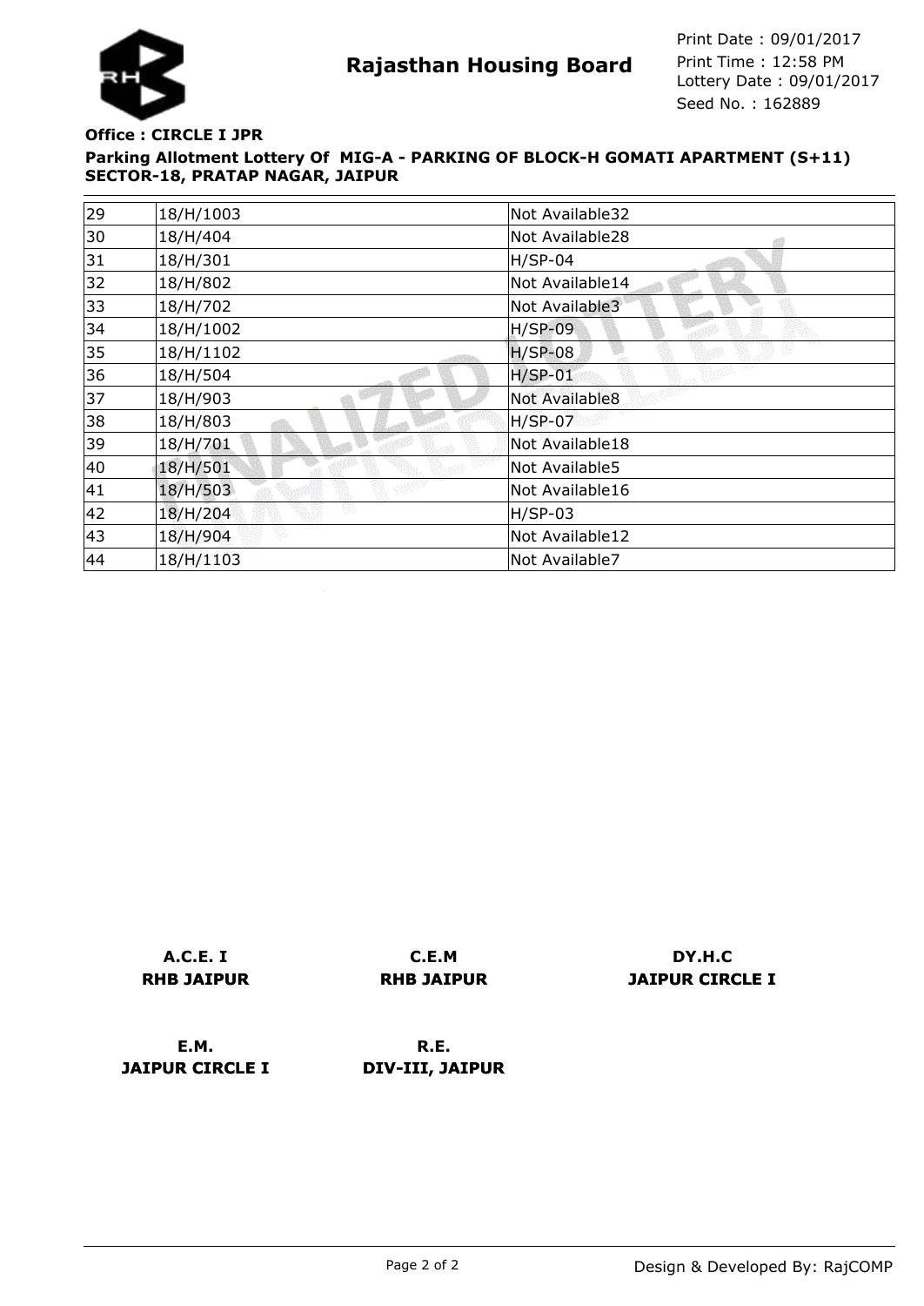**Rajasthan Housing Board**

Print Date : 09/01/2017
Print Time : 12:58 PM
Lottery Date : 09/01/2017
Seed No. : 162889

**Office : CIRCLE I JPR**

**Parking Allotment Lottery Of MIG-A - PARKING OF BLOCK-H GOMATI APARTMENT (S+11) SECTOR-18, PRATAP NAGAR, JAIPUR**

| | | |
|---|---|---|
| 29 | 18/H/1003 | Not Available32 |
| 30 | 18/H/404 | Not Available28 |
| 31 | 18/H/301 | H/SP-04 |
| 32 | 18/H/802 | Not Available14 |
| 33 | 18/H/702 | Not Available3 |
| 34 | 18/H/1002 | H/SP-09 |
| 35 | 18/H/1102 | H/SP-08 |
| 36 | 18/H/504 | H/SP-01 |
| 37 | 18/H/903 | Not Available8 |
| 38 | 18/H/803 | H/SP-07 |
| 39 | 18/H/701 | Not Available18 |
| 40 | 18/H/501 | Not Available5 |
| 41 | 18/H/503 | Not Available16 |
| 42 | 18/H/204 | H/SP-03 |
| 43 | 18/H/904 | Not Available12 |
| 44 | 18/H/1103 | Not Available7 |

**A.C.E. I**
**RHB JAIPUR**

**C.E.M**
**RHB JAIPUR**

**DY.H.C**
**JAIPUR CIRCLE I**

**E.M.**
**JAIPUR CIRCLE I**

**R.E.**
**DIV-III, JAIPUR**

Design & Developed By: RajCOMP